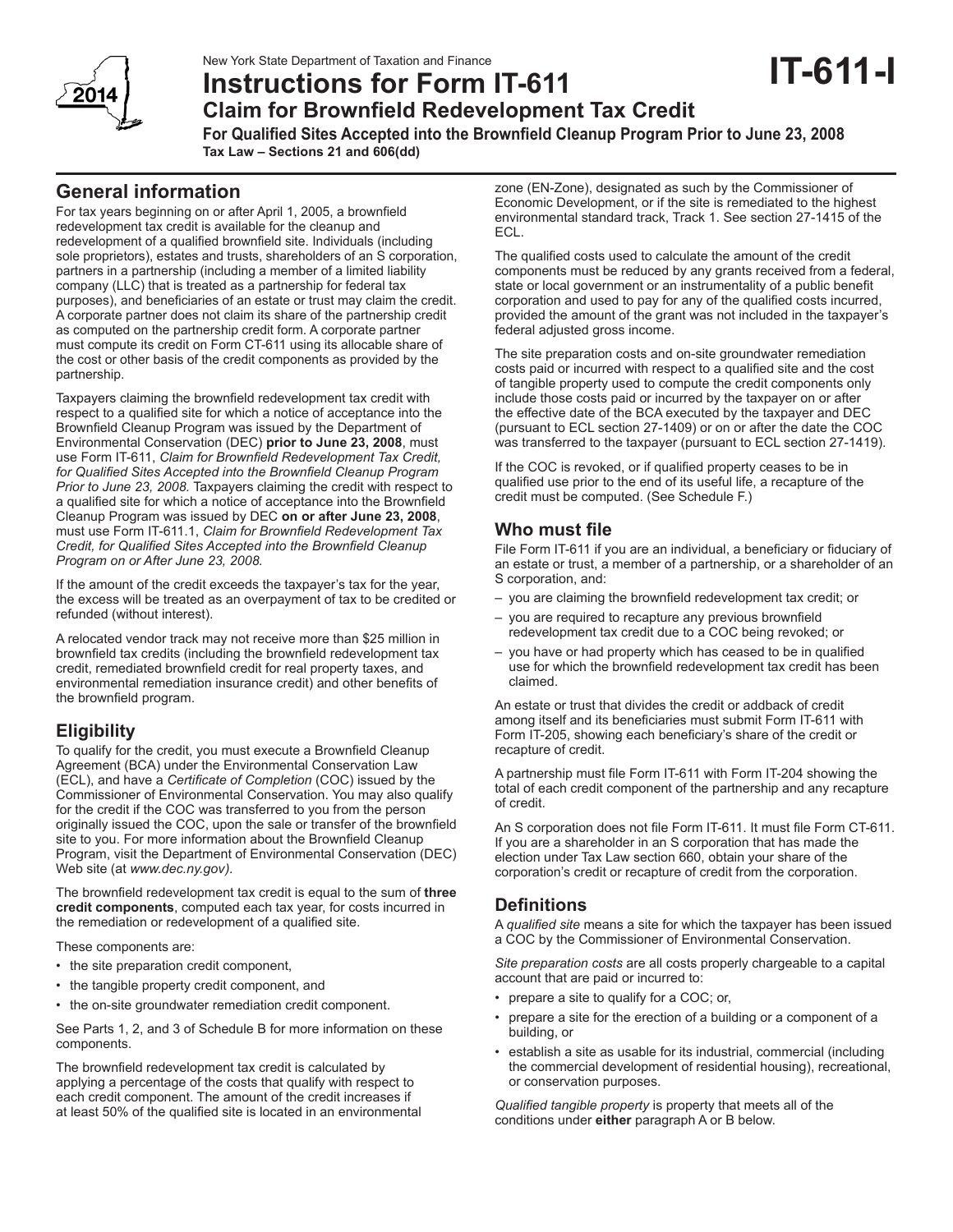New York State Department of Taxation and Finance

# Instructions for Form IT-611

## Claim for Brownfield Redevelopment Tax Credit

**For Qualified Sites Accepted into the Brownfield Cleanup Program Prior to June 23, 2008**

**Tax Law – Sections 21 and 606(dd)**

**IT-611-I**

## General information

For tax years beginning on or after April 1, 2005, a brownfield redevelopment tax credit is available for the cleanup and redevelopment of a qualified brownfield site. Individuals (including sole proprietors), estates and trusts, shareholders of an S corporation, partners in a partnership (including a member of a limited liability company (LLC) that is treated as a partnership for federal tax purposes), and beneficiaries of an estate or trust may claim the credit. A corporate partner does not claim its share of the partnership credit as computed on the partnership credit form. A corporate partner must compute its credit on Form CT-611 using its allocable share of the cost or other basis of the credit components as provided by the partnership.

Taxpayers claiming the brownfield redevelopment tax credit with respect to a qualified site for which a notice of acceptance into the Brownfield Cleanup Program was issued by the Department of Environmental Conservation (DEC) **prior to June 23, 2008**, must use Form IT-611, *Claim for Brownfield Redevelopment Tax Credit, for Qualified Sites Accepted into the Brownfield Cleanup Program Prior to June 23, 2008.* Taxpayers claiming the credit with respect to a qualified site for which a notice of acceptance into the Brownfield Cleanup Program was issued by DEC **on or after June 23, 2008**, must use Form IT-611.1, *Claim for Brownfield Redevelopment Tax Credit, for Qualified Sites Accepted into the Brownfield Cleanup Program on or After June 23, 2008.*

If the amount of the credit exceeds the taxpayer's tax for the year, the excess will be treated as an overpayment of tax to be credited or refunded (without interest).

A relocated vendor track may not receive more than $25 million in brownfield tax credits (including the brownfield redevelopment tax credit, remediated brownfield credit for real property taxes, and environmental remediation insurance credit) and other benefits of the brownfield program.

## Eligibility

To qualify for the credit, you must execute a Brownfield Cleanup Agreement (BCA) under the Environmental Conservation Law (ECL), and have a *Certificate of Completion* (COC) issued by the Commissioner of Environmental Conservation. You may also qualify for the credit if the COC was transferred to you from the person originally issued the COC, upon the sale or transfer of the brownfield site to you. For more information about the Brownfield Cleanup Program, visit the Department of Environmental Conservation (DEC) Web site (at *www.dec.ny.gov).*

The brownfield redevelopment tax credit is equal to the sum of **three credit components**, computed each tax year, for costs incurred in the remediation or redevelopment of a qualified site.

These components are:

- the site preparation credit component,
- the tangible property credit component, and
- the on-site groundwater remediation credit component.

See Parts 1, 2, and 3 of Schedule B for more information on these components.

The brownfield redevelopment tax credit is calculated by applying a percentage of the costs that qualify with respect to each credit component. The amount of the credit increases if at least 50% of the qualified site is located in an environmental zone (EN-Zone), designated as such by the Commissioner of Economic Development, or if the site is remediated to the highest environmental standard track, Track 1. See section 27-1415 of the ECL.

The qualified costs used to calculate the amount of the credit components must be reduced by any grants received from a federal, state or local government or an instrumentality of a public benefit corporation and used to pay for any of the qualified costs incurred, provided the amount of the grant was not included in the taxpayer's federal adjusted gross income.

The site preparation costs and on-site groundwater remediation costs paid or incurred with respect to a qualified site and the cost of tangible property used to compute the credit components only include those costs paid or incurred by the taxpayer on or after the effective date of the BCA executed by the taxpayer and DEC (pursuant to ECL section 27-1409) or on or after the date the COC was transferred to the taxpayer (pursuant to ECL section 27-1419).

If the COC is revoked, or if qualified property ceases to be in qualified use prior to the end of its useful life, a recapture of the credit must be computed. (See Schedule F.)

## Who must file

File Form IT-611 if you are an individual, a beneficiary or fiduciary of an estate or trust, a member of a partnership, or a shareholder of an S corporation, and:

- you are claiming the brownfield redevelopment tax credit; or
- you are required to recapture any previous brownfield redevelopment tax credit due to a COC being revoked; or
- you have or had property which has ceased to be in qualified use for which the brownfield redevelopment tax credit has been claimed.

An estate or trust that divides the credit or addback of credit among itself and its beneficiaries must submit Form IT-611 with Form IT-205, showing each beneficiary's share of the credit or recapture of credit.

A partnership must file Form IT-611 with Form IT-204 showing the total of each credit component of the partnership and any recapture of credit.

An S corporation does not file Form IT-611. It must file Form CT-611. If you are a shareholder in an S corporation that has made the election under Tax Law section 660, obtain your share of the corporation's credit or recapture of credit from the corporation.

## Definitions

A *qualified site* means a site for which the taxpayer has been issued a COC by the Commissioner of Environmental Conservation.

*Site preparation costs* are all costs properly chargeable to a capital account that are paid or incurred to:

- prepare a site to qualify for a COC; or,
- prepare a site for the erection of a building or a component of a building, or
- establish a site as usable for its industrial, commercial (including the commercial development of residential housing), recreational, or conservation purposes.

*Qualified tangible property* is property that meets all of the conditions under **either** paragraph A or B below.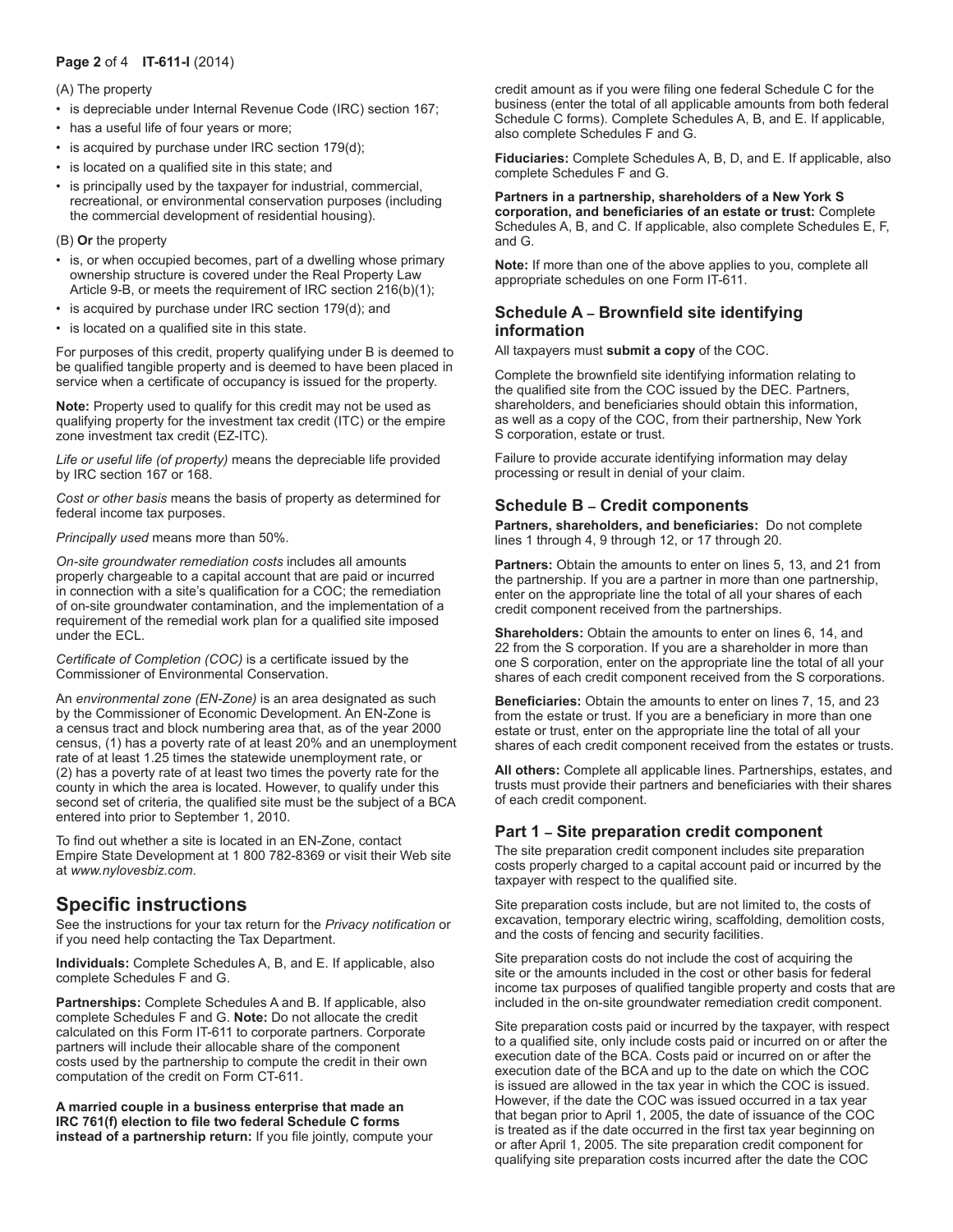(A) The property

- is depreciable under Internal Revenue Code (IRC) section 167;
- has a useful life of four years or more;
- is acquired by purchase under IRC section 179(d);
- is located on a qualified site in this state; and
- is principally used by the taxpayer for industrial, commercial, recreational, or environmental conservation purposes (including the commercial development of residential housing).

(B) **Or** the property

- is, or when occupied becomes, part of a dwelling whose primary ownership structure is covered under the Real Property Law Article 9-B, or meets the requirement of IRC section 216(b)(1);
- is acquired by purchase under IRC section 179(d); and
- is located on a qualified site in this state.

For purposes of this credit, property qualifying under B is deemed to be qualified tangible property and is deemed to have been placed in service when a certificate of occupancy is issued for the property.

**Note:** Property used to qualify for this credit may not be used as qualifying property for the investment tax credit (ITC) or the empire zone investment tax credit (EZ-ITC).

*Life or useful life (of property)* means the depreciable life provided by IRC section 167 or 168.

*Cost or other basis* means the basis of property as determined for federal income tax purposes.

*Principally used* means more than 50%.

*On-site groundwater remediation costs* includes all amounts properly chargeable to a capital account that are paid or incurred in connection with a site's qualification for a COC; the remediation of on-site groundwater contamination, and the implementation of a requirement of the remedial work plan for a qualified site imposed under the ECL.

*Certificate of Completion (COC)* is a certificate issued by the Commissioner of Environmental Conservation.

An *environmental zone (EN-Zone)* is an area designated as such by the Commissioner of Economic Development. An EN-Zone is a census tract and block numbering area that, as of the year 2000 census, (1) has a poverty rate of at least 20% and an unemployment rate of at least 1.25 times the statewide unemployment rate, or (2) has a poverty rate of at least two times the poverty rate for the county in which the area is located. However, to qualify under this second set of criteria, the qualified site must be the subject of a BCA entered into prior to September 1, 2010.

To find out whether a site is located in an EN-Zone, contact Empire State Development at 1 800 782-8369 or visit their Web site at *www.nylovesbiz.com*.

# Specific instructions

See the instructions for your tax return for the *Privacy notification* or if you need help contacting the Tax Department.

**Individuals:** Complete Schedules A, B, and E. If applicable, also complete Schedules F and G.

**Partnerships:** Complete Schedules A and B. If applicable, also complete Schedules F and G. **Note:** Do not allocate the credit calculated on this Form IT-611 to corporate partners. Corporate partners will include their allocable share of the component costs used by the partnership to compute the credit in their own computation of the credit on Form CT-611.

**A married couple in a business enterprise that made an IRC 761(f) election to file two federal Schedule C forms instead of a partnership return:** If you file jointly, compute your credit amount as if you were filing one federal Schedule C for the business (enter the total of all applicable amounts from both federal Schedule C forms). Complete Schedules A, B, and E. If applicable, also complete Schedules F and G.

**Fiduciaries:** Complete Schedules A, B, D, and E. If applicable, also complete Schedules F and G.

**Partners in a partnership, shareholders of a New York S corporation, and beneficiaries of an estate or trust:** Complete Schedules A, B, and C. If applicable, also complete Schedules E, F, and G.

**Note:** If more than one of the above applies to you, complete all appropriate schedules on one Form IT-611.

## Schedule A – Brownfield site identifying information

All taxpayers must **submit a copy** of the COC.

Complete the brownfield site identifying information relating to the qualified site from the COC issued by the DEC. Partners, shareholders, and beneficiaries should obtain this information, as well as a copy of the COC, from their partnership, New York S corporation, estate or trust.

Failure to provide accurate identifying information may delay processing or result in denial of your claim.

## Schedule B – Credit components

**Partners, shareholders, and beneficiaries:** Do not complete lines 1 through 4, 9 through 12, or 17 through 20.

**Partners:** Obtain the amounts to enter on lines 5, 13, and 21 from the partnership. If you are a partner in more than one partnership, enter on the appropriate line the total of all your shares of each credit component received from the partnerships.

**Shareholders:** Obtain the amounts to enter on lines 6, 14, and 22 from the S corporation. If you are a shareholder in more than one S corporation, enter on the appropriate line the total of all your shares of each credit component received from the S corporations.

**Beneficiaries:** Obtain the amounts to enter on lines 7, 15, and 23 from the estate or trust. If you are a beneficiary in more than one estate or trust, enter on the appropriate line the total of all your shares of each credit component received from the estates or trusts.

**All others:** Complete all applicable lines. Partnerships, estates, and trusts must provide their partners and beneficiaries with their shares of each credit component.

## Part 1 – Site preparation credit component

The site preparation credit component includes site preparation costs properly charged to a capital account paid or incurred by the taxpayer with respect to the qualified site.

Site preparation costs include, but are not limited to, the costs of excavation, temporary electric wiring, scaffolding, demolition costs, and the costs of fencing and security facilities.

Site preparation costs do not include the cost of acquiring the site or the amounts included in the cost or other basis for federal income tax purposes of qualified tangible property and costs that are included in the on-site groundwater remediation credit component.

Site preparation costs paid or incurred by the taxpayer, with respect to a qualified site, only include costs paid or incurred on or after the execution date of the BCA. Costs paid or incurred on or after the execution date of the BCA and up to the date on which the COC is issued are allowed in the tax year in which the COC is issued. However, if the date the COC was issued occurred in a tax year that began prior to April 1, 2005, the date of issuance of the COC is treated as if the date occurred in the first tax year beginning on or after April 1, 2005. The site preparation credit component for qualifying site preparation costs incurred after the date the COC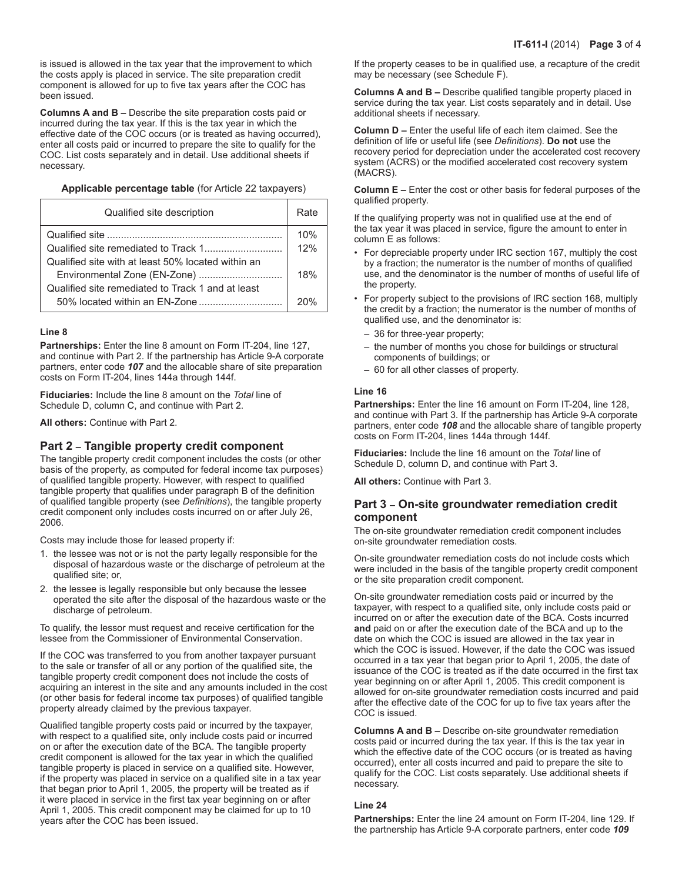is issued is allowed in the tax year that the improvement to which the costs apply is placed in service. The site preparation credit component is allowed for up to five tax years after the COC has been issued.

**Columns A and B –** Describe the site preparation costs paid or incurred during the tax year. If this is the tax year in which the effective date of the COC occurs (or is treated as having occurred), enter all costs paid or incurred to prepare the site to qualify for the COC. List costs separately and in detail. Use additional sheets if necessary.

**Applicable percentage table** (for Article 22 taxpayers)

| Qualified site description | Rate |
|---|---|
| Qualified site | 10% |
| Qualified site remediated to Track 1 | 12% |
| Qualified site with at least 50% located within an Environmental Zone (EN-Zone) | 18% |
| Qualified site remediated to Track 1 and at least 50% located within an EN-Zone | 20% |

**Line 8**

**Partnerships:** Enter the line 8 amount on Form IT-204, line 127, and continue with Part 2. If the partnership has Article 9-A corporate partners, enter code ***107*** and the allocable share of site preparation costs on Form IT-204, lines 144a through 144f.

**Fiduciaries:** Include the line 8 amount on the *Total* line of Schedule D, column C, and continue with Part 2.

**All others:** Continue with Part 2.

## Part 2 – Tangible property credit component

The tangible property credit component includes the costs (or other basis of the property, as computed for federal income tax purposes) of qualified tangible property. However, with respect to qualified tangible property that qualifies under paragraph B of the definition of qualified tangible property (see *Definitions*), the tangible property credit component only includes costs incurred on or after July 26, 2006.

Costs may include those for leased property if:

1. the lessee was not or is not the party legally responsible for the disposal of hazardous waste or the discharge of petroleum at the qualified site; or,
2. the lessee is legally responsible but only because the lessee operated the site after the disposal of the hazardous waste or the discharge of petroleum.

To qualify, the lessor must request and receive certification for the lessee from the Commissioner of Environmental Conservation.

If the COC was transferred to you from another taxpayer pursuant to the sale or transfer of all or any portion of the qualified site, the tangible property credit component does not include the costs of acquiring an interest in the site and any amounts included in the cost (or other basis for federal income tax purposes) of qualified tangible property already claimed by the previous taxpayer.

Qualified tangible property costs paid or incurred by the taxpayer, with respect to a qualified site, only include costs paid or incurred on or after the execution date of the BCA. The tangible property credit component is allowed for the tax year in which the qualified tangible property is placed in service on a qualified site. However, if the property was placed in service on a qualified site in a tax year that began prior to April 1, 2005, the property will be treated as if it were placed in service in the first tax year beginning on or after April 1, 2005. This credit component may be claimed for up to 10 years after the COC has been issued.

If the property ceases to be in qualified use, a recapture of the credit may be necessary (see Schedule F).

**Columns A and B –** Describe qualified tangible property placed in service during the tax year. List costs separately and in detail. Use additional sheets if necessary.

**Column D –** Enter the useful life of each item claimed. See the definition of life or useful life (see *Definitions*). **Do not** use the recovery period for depreciation under the accelerated cost recovery system (ACRS) or the modified accelerated cost recovery system (MACRS).

**Column E –** Enter the cost or other basis for federal purposes of the qualified property.

If the qualifying property was not in qualified use at the end of the tax year it was placed in service, figure the amount to enter in column E as follows:

- For depreciable property under IRC section 167, multiply the cost by a fraction; the numerator is the number of months of qualified use, and the denominator is the number of months of useful life of the property.
- For property subject to the provisions of IRC section 168, multiply the credit by a fraction; the numerator is the number of months of qualified use, and the denominator is:
  - 36 for three-year property;
  - the number of months you chose for buildings or structural components of buildings; or
  - 60 for all other classes of property.

**Line 16**

**Partnerships:** Enter the line 16 amount on Form IT-204, line 128, and continue with Part 3. If the partnership has Article 9-A corporate partners, enter code ***108*** and the allocable share of tangible property costs on Form IT-204, lines 144a through 144f.

**Fiduciaries:** Include the line 16 amount on the *Total* line of Schedule D, column D, and continue with Part 3.

**All others:** Continue with Part 3.

## Part 3 – On-site groundwater remediation credit component

The on-site groundwater remediation credit component includes on-site groundwater remediation costs.

On-site groundwater remediation costs do not include costs which were included in the basis of the tangible property credit component or the site preparation credit component.

On-site groundwater remediation costs paid or incurred by the taxpayer, with respect to a qualified site, only include costs paid or incurred on or after the execution date of the BCA. Costs incurred **and** paid on or after the execution date of the BCA and up to the date on which the COC is issued are allowed in the tax year in which the COC is issued. However, if the date the COC was issued occurred in a tax year that began prior to April 1, 2005, the date of issuance of the COC is treated as if the date occurred in the first tax year beginning on or after April 1, 2005. This credit component is allowed for on-site groundwater remediation costs incurred and paid after the effective date of the COC for up to five tax years after the COC is issued.

**Columns A and B –** Describe on-site groundwater remediation costs paid or incurred during the tax year. If this is the tax year in which the effective date of the COC occurs (or is treated as having occurred), enter all costs incurred and paid to prepare the site to qualify for the COC. List costs separately. Use additional sheets if necessary.

**Line 24**

**Partnerships:** Enter the line 24 amount on Form IT-204, line 129. If the partnership has Article 9-A corporate partners, enter code ***109***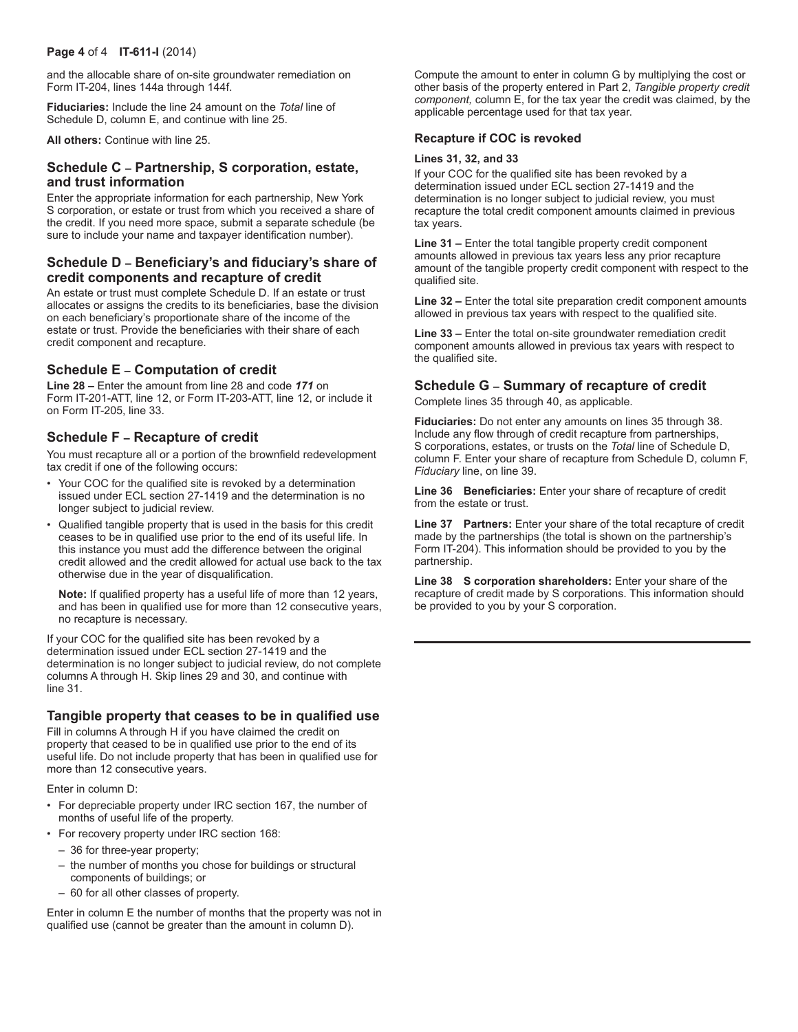and the allocable share of on-site groundwater remediation on Form IT-204, lines 144a through 144f.

**Fiduciaries:** Include the line 24 amount on the *Total* line of Schedule D, column E, and continue with line 25.

**All others:** Continue with line 25.

## Schedule C – Partnership, S corporation, estate, and trust information

Enter the appropriate information for each partnership, New York S corporation, or estate or trust from which you received a share of the credit. If you need more space, submit a separate schedule (be sure to include your name and taxpayer identification number).

## Schedule D – Beneficiary's and fiduciary's share of credit components and recapture of credit

An estate or trust must complete Schedule D. If an estate or trust allocates or assigns the credits to its beneficiaries, base the division on each beneficiary's proportionate share of the income of the estate or trust. Provide the beneficiaries with their share of each credit component and recapture.

## Schedule E – Computation of credit

**Line 28 –** Enter the amount from line 28 and code ***171*** on Form IT-201-ATT, line 12, or Form IT-203-ATT, line 12, or include it on Form IT-205, line 33.

## Schedule F – Recapture of credit

You must recapture all or a portion of the brownfield redevelopment tax credit if one of the following occurs:

- Your COC for the qualified site is revoked by a determination issued under ECL section 27-1419 and the determination is no longer subject to judicial review.
- Qualified tangible property that is used in the basis for this credit ceases to be in qualified use prior to the end of its useful life. In this instance you must add the difference between the original credit allowed and the credit allowed for actual use back to the tax otherwise due in the year of disqualification.

  **Note:** If qualified property has a useful life of more than 12 years, and has been in qualified use for more than 12 consecutive years, no recapture is necessary.

If your COC for the qualified site has been revoked by a determination issued under ECL section 27-1419 and the determination is no longer subject to judicial review, do not complete columns A through H. Skip lines 29 and 30, and continue with line 31.

### Tangible property that ceases to be in qualified use

Fill in columns A through H if you have claimed the credit on property that ceased to be in qualified use prior to the end of its useful life. Do not include property that has been in qualified use for more than 12 consecutive years.

Enter in column D:

- For depreciable property under IRC section 167, the number of months of useful life of the property.
- For recovery property under IRC section 168:
  - 36 for three-year property;
  - the number of months you chose for buildings or structural components of buildings; or
  - 60 for all other classes of property.

Enter in column E the number of months that the property was not in qualified use (cannot be greater than the amount in column D).

Compute the amount to enter in column G by multiplying the cost or other basis of the property entered in Part 2, *Tangible property credit component,* column E, for the tax year the credit was claimed, by the applicable percentage used for that tax year.

### Recapture if COC is revoked

**Lines 31, 32, and 33**

If your COC for the qualified site has been revoked by a determination issued under ECL section 27-1419 and the determination is no longer subject to judicial review, you must recapture the total credit component amounts claimed in previous tax years.

**Line 31 –** Enter the total tangible property credit component amounts allowed in previous tax years less any prior recapture amount of the tangible property credit component with respect to the qualified site.

**Line 32 –** Enter the total site preparation credit component amounts allowed in previous tax years with respect to the qualified site.

**Line 33 –** Enter the total on-site groundwater remediation credit component amounts allowed in previous tax years with respect to the qualified site.

## Schedule G – Summary of recapture of credit

Complete lines 35 through 40, as applicable.

**Fiduciaries:** Do not enter any amounts on lines 35 through 38. Include any flow through of credit recapture from partnerships, S corporations, estates, or trusts on the *Total* line of Schedule D, column F. Enter your share of recapture from Schedule D, column F, *Fiduciary* line, on line 39.

**Line 36 Beneficiaries:** Enter your share of recapture of credit from the estate or trust.

**Line 37 Partners:** Enter your share of the total recapture of credit made by the partnerships (the total is shown on the partnership's Form IT-204). This information should be provided to you by the partnership.

**Line 38 S corporation shareholders:** Enter your share of the recapture of credit made by S corporations. This information should be provided to you by your S corporation.